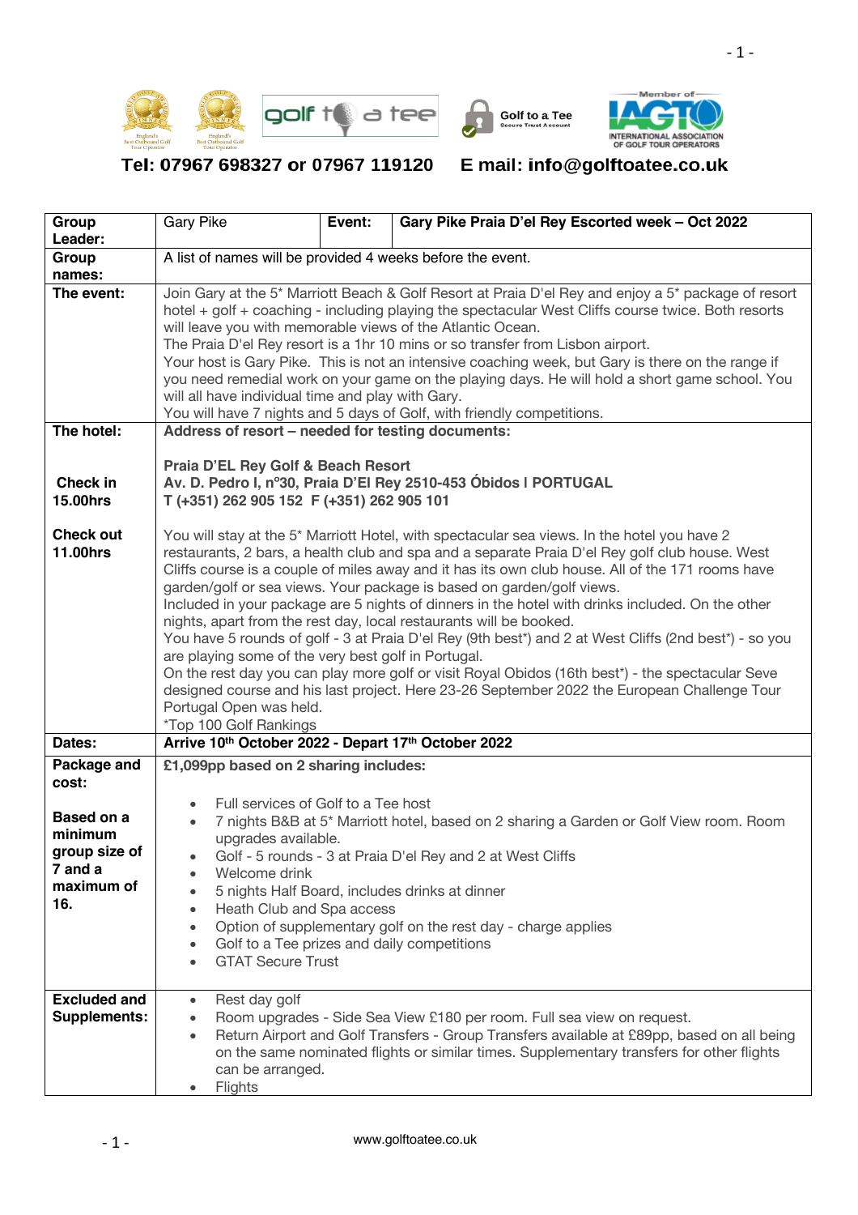**Tel: 07967 698327 or 07967 119120 E mail: info@golftoatee.co.uk**

| **Group Leader:** | Gary Pike | **Event:** | **Gary Pike Praia D'el Rey Escorted week – Oct 2022** |
|---|---|---|---|
| **Group names:** | A list of names will be provided 4 weeks before the event. | | |
| **The event:** | Join Gary at the 5* Marriott Beach & Golf Resort at Praia D'el Rey and enjoy a 5* package of resort hotel + golf + coaching - including playing the spectacular West Cliffs course twice. Both resorts will leave you with memorable views of the Atlantic Ocean.<br>The Praia D'el Rey resort is a 1hr 10 mins or so transfer from Lisbon airport.<br>Your host is Gary Pike. This is not an intensive coaching week, but Gary is there on the range if you need remedial work on your game on the playing days. He will hold a short game school. You will all have individual time and play with Gary.<br>You will have 7 nights and 5 days of Golf, with friendly competitions. | | |
| **The hotel:**<br><br>**Check in 15.00hrs**<br><br>**Check out 11.00hrs** | **Address of resort – needed for testing documents:**<br><br>**Praia D'EL Rey Golf & Beach Resort**<br>**Av. D. Pedro I, nº30, Praia D'El Rey 2510-453 Óbidos I PORTUGAL**<br>**T (+351) 262 905 152 F (+351) 262 905 101**<br><br>You will stay at the 5* Marriott Hotel, with spectacular sea views. In the hotel you have 2 restaurants, 2 bars, a health club and spa and a separate Praia D'el Rey golf club house. West Cliffs course is a couple of miles away and it has its own club house. All of the 171 rooms have garden/golf or sea views. Your package is based on garden/golf views.<br>Included in your package are 5 nights of dinners in the hotel with drinks included. On the other nights, apart from the rest day, local restaurants will be booked.<br>You have 5 rounds of golf - 3 at Praia D'el Rey (9th best*) and 2 at West Cliffs (2nd best*) - so you are playing some of the very best golf in Portugal.<br>On the rest day you can play more golf or visit Royal Obidos (16th best*) - the spectacular Seve designed course and his last project. Here 23-26 September 2022 the European Challenge Tour Portugal Open was held.<br>*Top 100 Golf Rankings | | |
| **Dates:** | **Arrive 10th October 2022 - Depart 17th October 2022** | | |
| **Package and cost:**<br><br>**Based on a minimum group size of 7 and a maximum of 16.** | **£1,099pp based on 2 sharing includes:**<br><br>• Full services of Golf to a Tee host<br>• 7 nights B&B at 5* Marriott hotel, based on 2 sharing a Garden or Golf View room. Room upgrades available.<br>• Golf - 5 rounds - 3 at Praia D'el Rey and 2 at West Cliffs<br>• Welcome drink<br>• 5 nights Half Board, includes drinks at dinner<br>• Heath Club and Spa access<br>• Option of supplementary golf on the rest day - charge applies<br>• Golf to a Tee prizes and daily competitions<br>• GTAT Secure Trust | | |
| **Excluded and Supplements:** | • Rest day golf<br>• Room upgrades - Side Sea View £180 per room. Full sea view on request.<br>• Return Airport and Golf Transfers - Group Transfers available at £89pp, based on all being on the same nominated flights or similar times. Supplementary transfers for other flights can be arranged.<br>• Flights | | |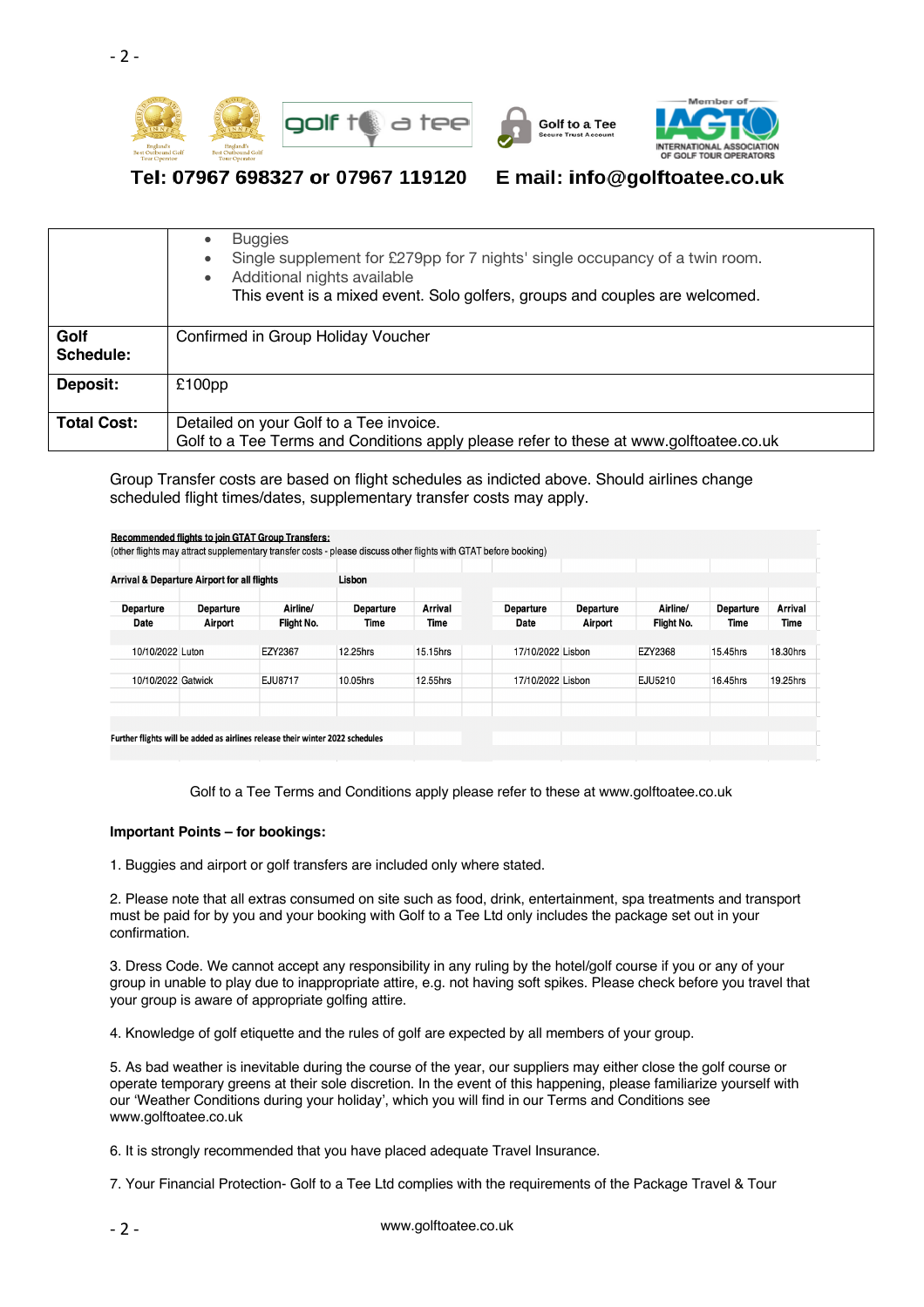**Tel: 07967 698327 or 07967 119120 E mail: info@golftoatee.co.uk**

| | |
|---|---|
| | • Buggies<br>• Single supplement for £279pp for 7 nights' single occupancy of a twin room.<br>• Additional nights available<br>This event is a mixed event. Solo golfers, groups and couples are welcomed. |
| **Golf Schedule:** | Confirmed in Group Holiday Voucher |
| **Deposit:** | £100pp |
| **Total Cost:** | Detailed on your Golf to a Tee invoice.<br>Golf to a Tee Terms and Conditions apply please refer to these at www.golftoatee.co.uk |

Group Transfer costs are based on flight schedules as indicted above. Should airlines change scheduled flight times/dates, supplementary transfer costs may apply.

**Recommended flights to join GTAT Group Transfers:**
(other flights may attract supplementary transfer costs - please discuss other flights with GTAT before booking)

**Arrival & Departure Airport for all flights** Lisbon

| Departure Date | Departure Airport | Airline/ Flight No. | Departure Time | Arrival Time | Departure Date | Departure Airport | Airline/ Flight No. | Departure Time | Arrival Time |
|---|---|---|---|---|---|---|---|---|---|
| 10/10/2022 | Luton | EZY2367 | 12.25hrs | 15.15hrs | 17/10/2022 | Lisbon | EZY2368 | 15.45hrs | 18.30hrs |
| 10/10/2022 | Gatwick | EJU8717 | 10.05hrs | 12.55hrs | 17/10/2022 | Lisbon | EJU5210 | 16.45hrs | 19.25hrs |

**Further flights will be added as airlines release their winter 2022 schedules**

Golf to a Tee Terms and Conditions apply please refer to these at www.golftoatee.co.uk

**Important Points – for bookings:**

1. Buggies and airport or golf transfers are included only where stated.

2. Please note that all extras consumed on site such as food, drink, entertainment, spa treatments and transport must be paid for by you and your booking with Golf to a Tee Ltd only includes the package set out in your confirmation.

3. Dress Code. We cannot accept any responsibility in any ruling by the hotel/golf course if you or any of your group in unable to play due to inappropriate attire, e.g. not having soft spikes. Please check before you travel that your group is aware of appropriate golfing attire.

4. Knowledge of golf etiquette and the rules of golf are expected by all members of your group.

5. As bad weather is inevitable during the course of the year, our suppliers may either close the golf course or operate temporary greens at their sole discretion. In the event of this happening, please familiarize yourself with our 'Weather Conditions during your holiday', which you will find in our Terms and Conditions see www.golftoatee.co.uk

6. It is strongly recommended that you have placed adequate Travel Insurance.

7. Your Financial Protection- Golf to a Tee Ltd complies with the requirements of the Package Travel & Tour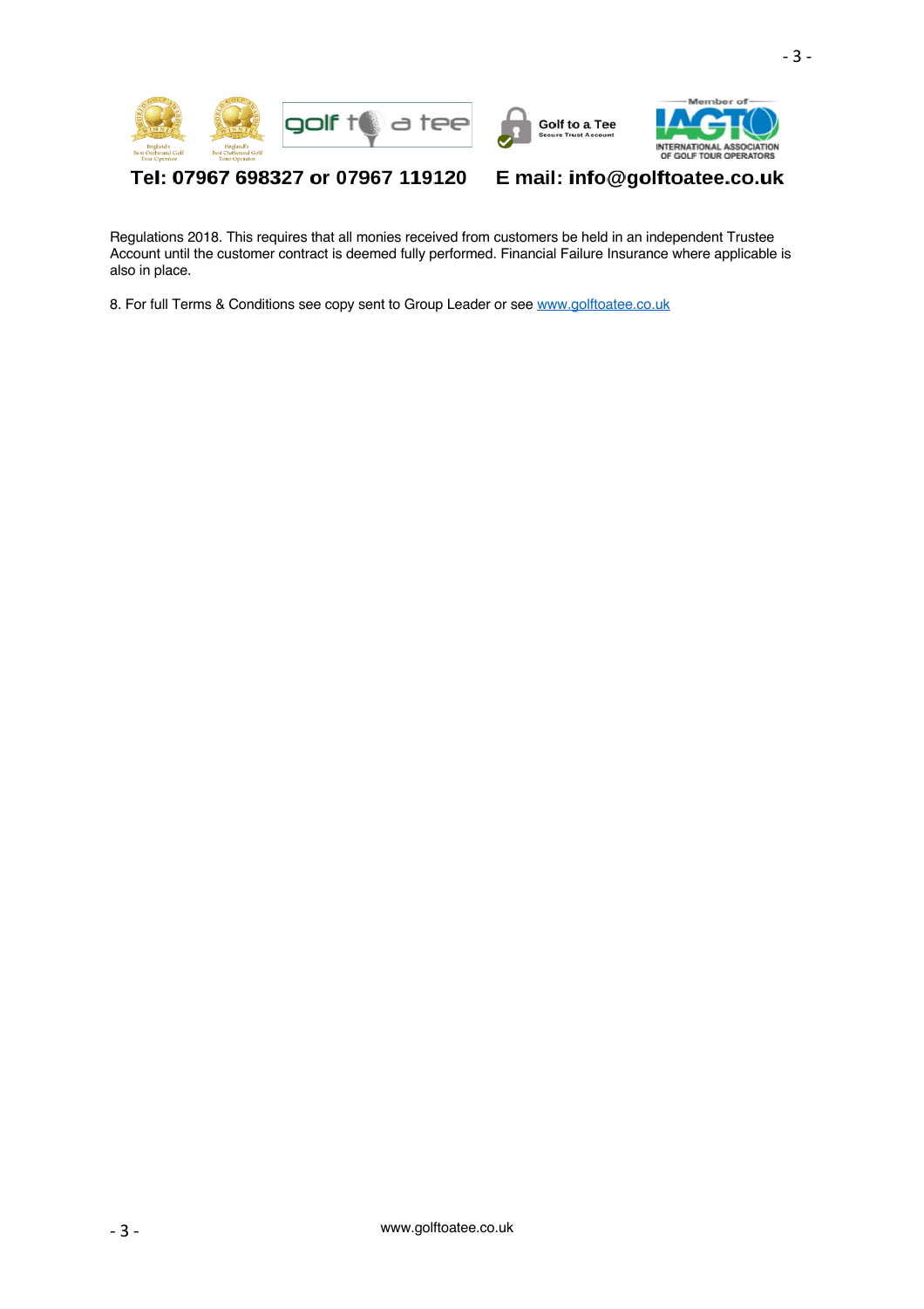**Tel: 07967 698327 or 07967 119120 E mail: info@golftoatee.co.uk**

Regulations 2018. This requires that all monies received from customers be held in an independent Trustee Account until the customer contract is deemed fully performed. Financial Failure Insurance where applicable is also in place.

8. For full Terms & Conditions see copy sent to Group Leader or see www.golftoatee.co.uk